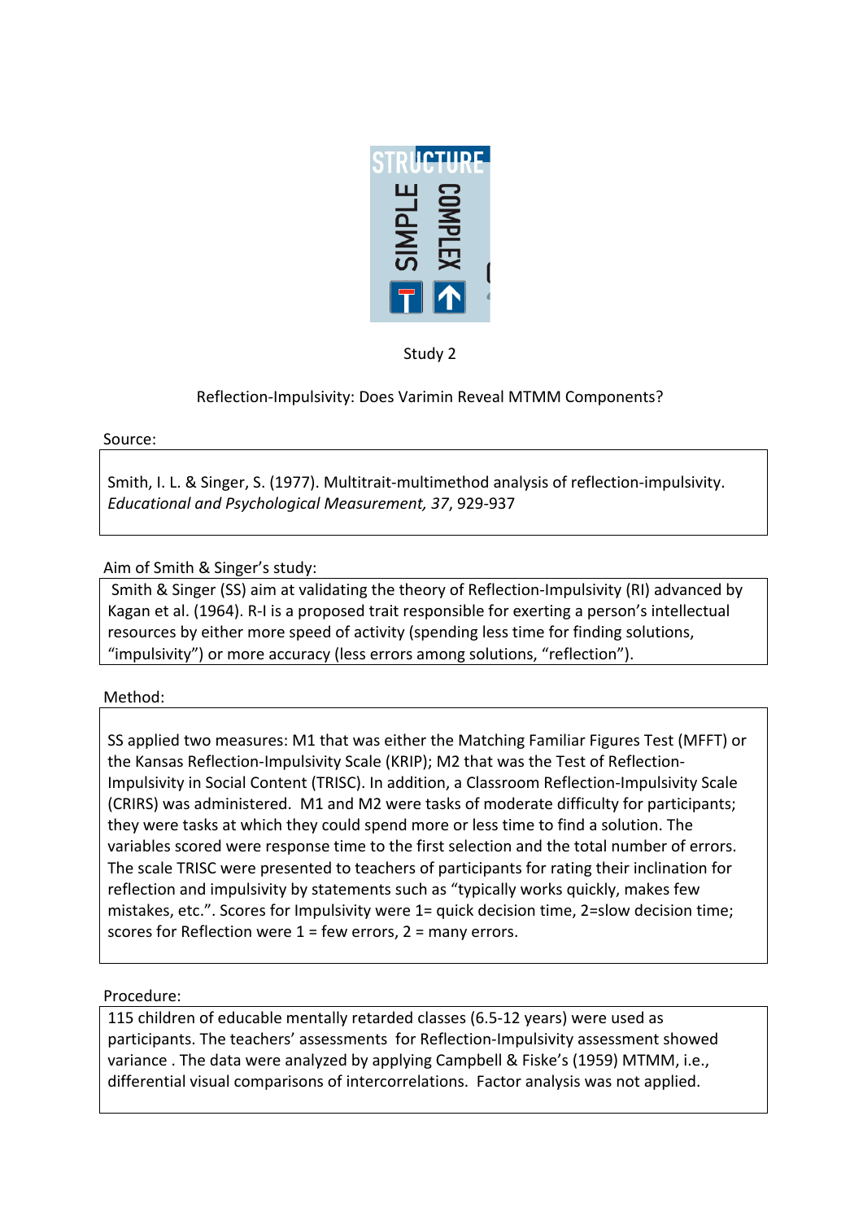Study 2

Reflection-Impulsivity: Does Varimin Reveal MTMM Components?

Source:

Smith, I. L. & Singer, S. (1977). Multitrait-multimethod analysis of reflection-impulsivity. *Educational and Psychological Measurement, 37*, 929-937

Aim of Smith & Singer's study:

Smith & Singer (SS) aim at validating the theory of Reflection-Impulsivity (RI) advanced by Kagan et al. (1964). R-I is a proposed trait responsible for exerting a person's intellectual resources by either more speed of activity (spending less time for finding solutions, "impulsivity") or more accuracy (less errors among solutions, "reflection").

Method:

SS applied two measures: M1 that was either the Matching Familiar Figures Test (MFFT) or the Kansas Reflection-Impulsivity Scale (KRIP); M2 that was the Test of Reflection-Impulsivity in Social Content (TRISC). In addition, a Classroom Reflection-Impulsivity Scale (CRIRS) was administered. M1 and M2 were tasks of moderate difficulty for participants; they were tasks at which they could spend more or less time to find a solution. The variables scored were response time to the first selection and the total number of errors. The scale TRISC were presented to teachers of participants for rating their inclination for reflection and impulsivity by statements such as "typically works quickly, makes few mistakes, etc.". Scores for Impulsivity were 1= quick decision time, 2=slow decision time; scores for Reflection were 1 = few errors, 2 = many errors.

Procedure:

115 children of educable mentally retarded classes (6.5-12 years) were used as participants. The teachers' assessments for Reflection-Impulsivity assessment showed variance . The data were analyzed by applying Campbell & Fiske's (1959) MTMM, i.e., differential visual comparisons of intercorrelations. Factor analysis was not applied.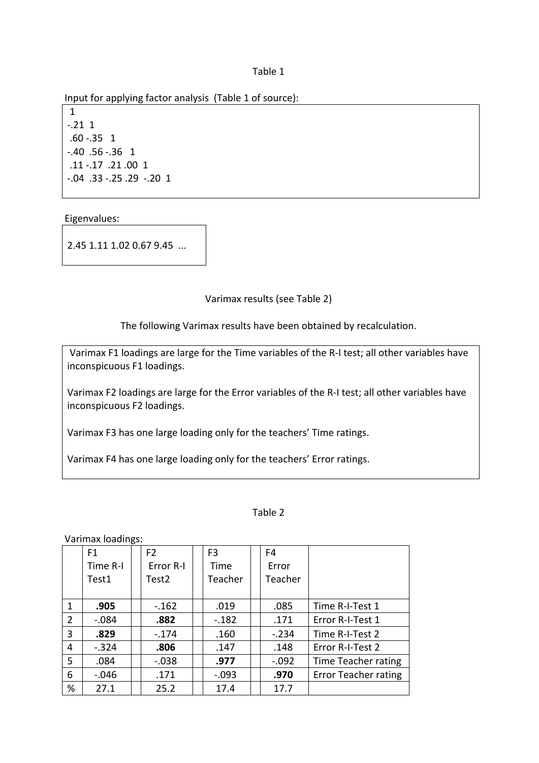Table 1

Input for applying factor analysis (Table 1 of source):

```
 1
-.21  1
 .60 -.35   1
-.40  .56 -.36   1
 .11 -.17  .21 .00  1
-.04  .33 -.25 .29  -.20  1
```

Eigenvalues:

```
2.45 1.11 1.02 0.67 9.45  ...
```

Varimax results (see Table 2)

The following Varimax results have been obtained by recalculation.

Varimax F1 loadings are large for the Time variables of the R-I test; all other variables have inconspicuous F1 loadings.

Varimax F2 loadings are large for the Error variables of the R-I test; all other variables have inconspicuous F2 loadings.

Varimax F3 has one large loading only for the teachers' Time ratings.

Varimax F4 has one large loading only for the teachers' Error ratings.

Table 2

Varimax loadings:

| | F1 Time R-I Test1 | F2 Error R-I Test2 | F3 Time Teacher | F4 Error Teacher | |
|---|---|---|---|---|---|
| 1 | **.905** | -.162 | .019 | .085 | Time R-I-Test 1 |
| 2 | -.084 | **.882** | -.182 | .171 | Error R-I-Test 1 |
| 3 | **.829** | -.174 | .160 | -.234 | Time R-I-Test 2 |
| 4 | -.324 | **.806** | .147 | .148 | Error R-I-Test 2 |
| 5 | .084 | -.038 | **.977** | -.092 | Time Teacher rating |
| 6 | -.046 | .171 | -.093 | **.970** | Error Teacher rating |
| % | 27.1 | 25.2 | 17.4 | 17.7 | |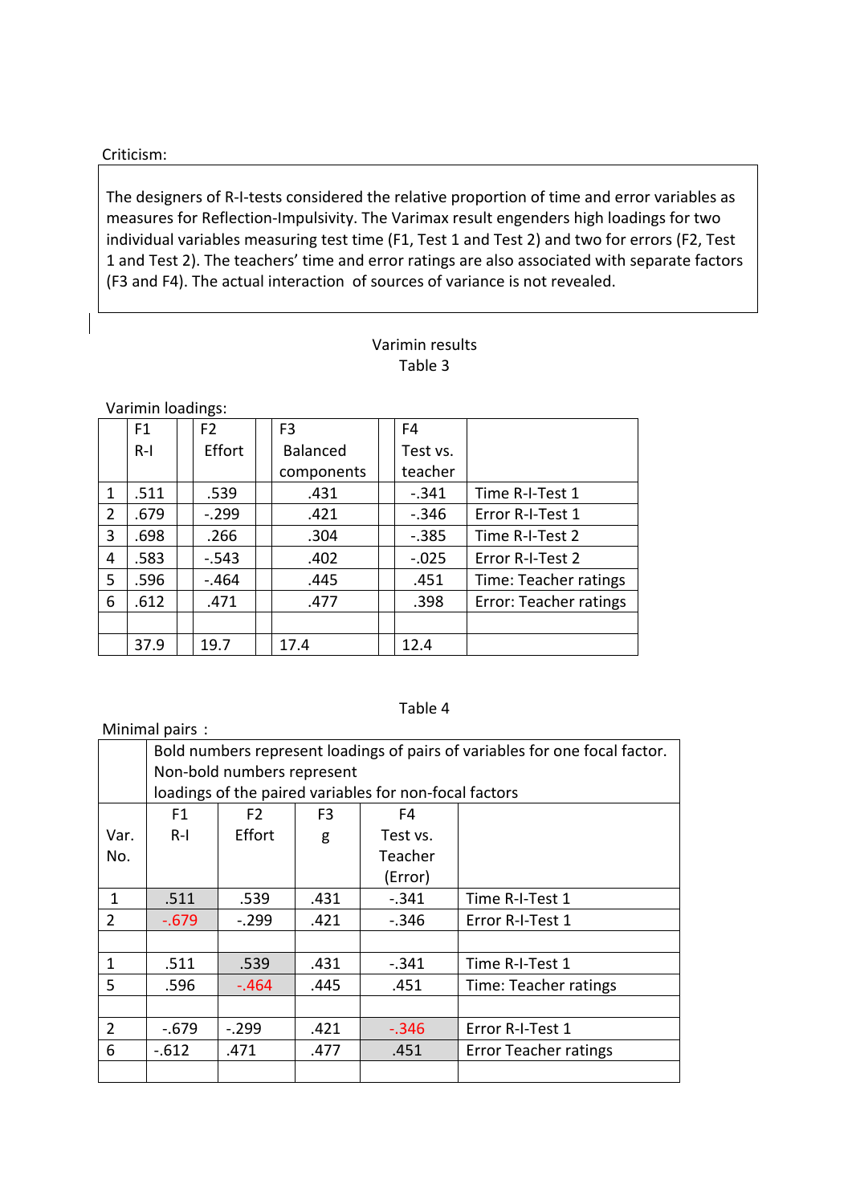Criticism:

The designers of R-I-tests considered the relative proportion of time and error variables as measures for Reflection-Impulsivity. The Varimax result engenders high loadings for two individual variables measuring test time (F1, Test 1 and Test 2) and two for errors (F2, Test 1 and Test 2). The teachers' time and error ratings are also associated with separate factors (F3 and F4). The actual interaction of sources of variance is not revealed.

Varimin results

Table 3

Varimin loadings:

| | F1 R-I | | F2 Effort | | F3 Balanced components | | F4 Test vs. teacher | |
|---|---|---|---|---|---|---|---|---|
| 1 | .511 | | .539 | | .431 | | -.341 | Time R-I-Test 1 |
| 2 | .679 | | -.299 | | .421 | | -.346 | Error R-I-Test 1 |
| 3 | .698 | | .266 | | .304 | | -.385 | Time R-I-Test 2 |
| 4 | .583 | | -.543 | | .402 | | -.025 | Error R-I-Test 2 |
| 5 | .596 | | -.464 | | .445 | | .451 | Time: Teacher ratings |
| 6 | .612 | | .471 | | .477 | | .398 | Error: Teacher ratings |
| | | | | | | | | |
| | 37.9 | | 19.7 | | 17.4 | | 12.4 | |

Table 4

Minimal pairs :

| | Bold numbers represent loadings of pairs of variables for one focal factor. Non-bold numbers represent loadings of the paired variables for non-focal factors | | | | |
|---|---|---|---|---|---|
| Var. No. | F1 R-I | F2 Effort | F3 g | F4 Test vs. Teacher (Error) | |
| 1 | .511 | .539 | .431 | -.341 | Time R-I-Test 1 |
| 2 | -.679 | -.299 | .421 | -.346 | Error R-I-Test 1 |
| | | | | | |
| 1 | .511 | .539 | .431 | -.341 | Time R-I-Test 1 |
| 5 | .596 | -.464 | .445 | .451 | Time: Teacher ratings |
| | | | | | |
| 2 | -.679 | -.299 | .421 | -.346 | Error R-I-Test 1 |
| 6 | -.612 | .471 | .477 | .451 | Error Teacher ratings |
| | | | | | |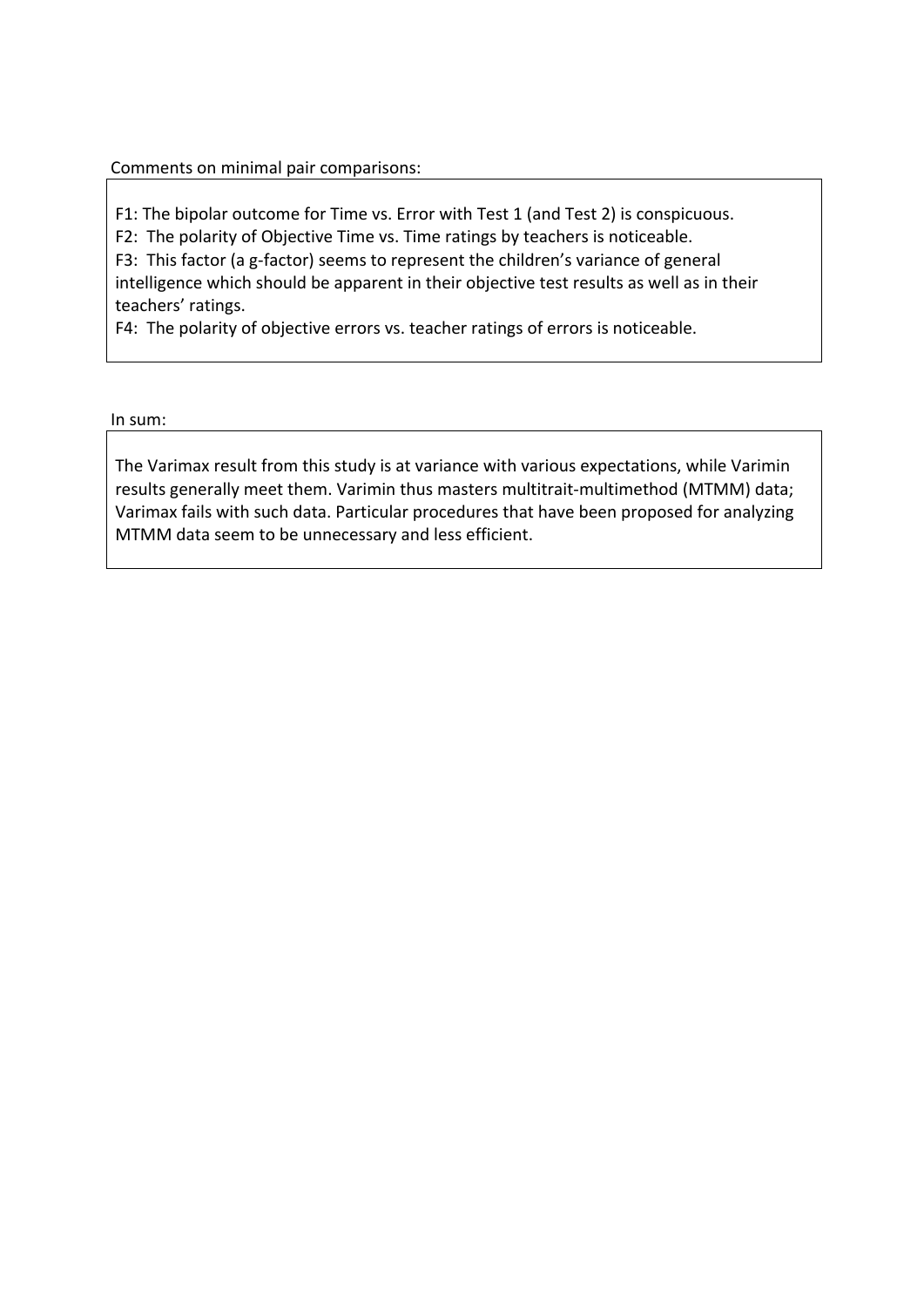Comments on minimal pair comparisons:

F1: The bipolar outcome for Time vs. Error with Test 1 (and Test 2) is conspicuous.
F2: The polarity of Objective Time vs. Time ratings by teachers is noticeable.
F3: This factor (a g-factor) seems to represent the children's variance of general intelligence which should be apparent in their objective test results as well as in their teachers' ratings.
F4: The polarity of objective errors vs. teacher ratings of errors is noticeable.

In sum:

The Varimax result from this study is at variance with various expectations, while Varimin results generally meet them. Varimin thus masters multitrait-multimethod (MTMM) data; Varimax fails with such data. Particular procedures that have been proposed for analyzing MTMM data seem to be unnecessary and less efficient.